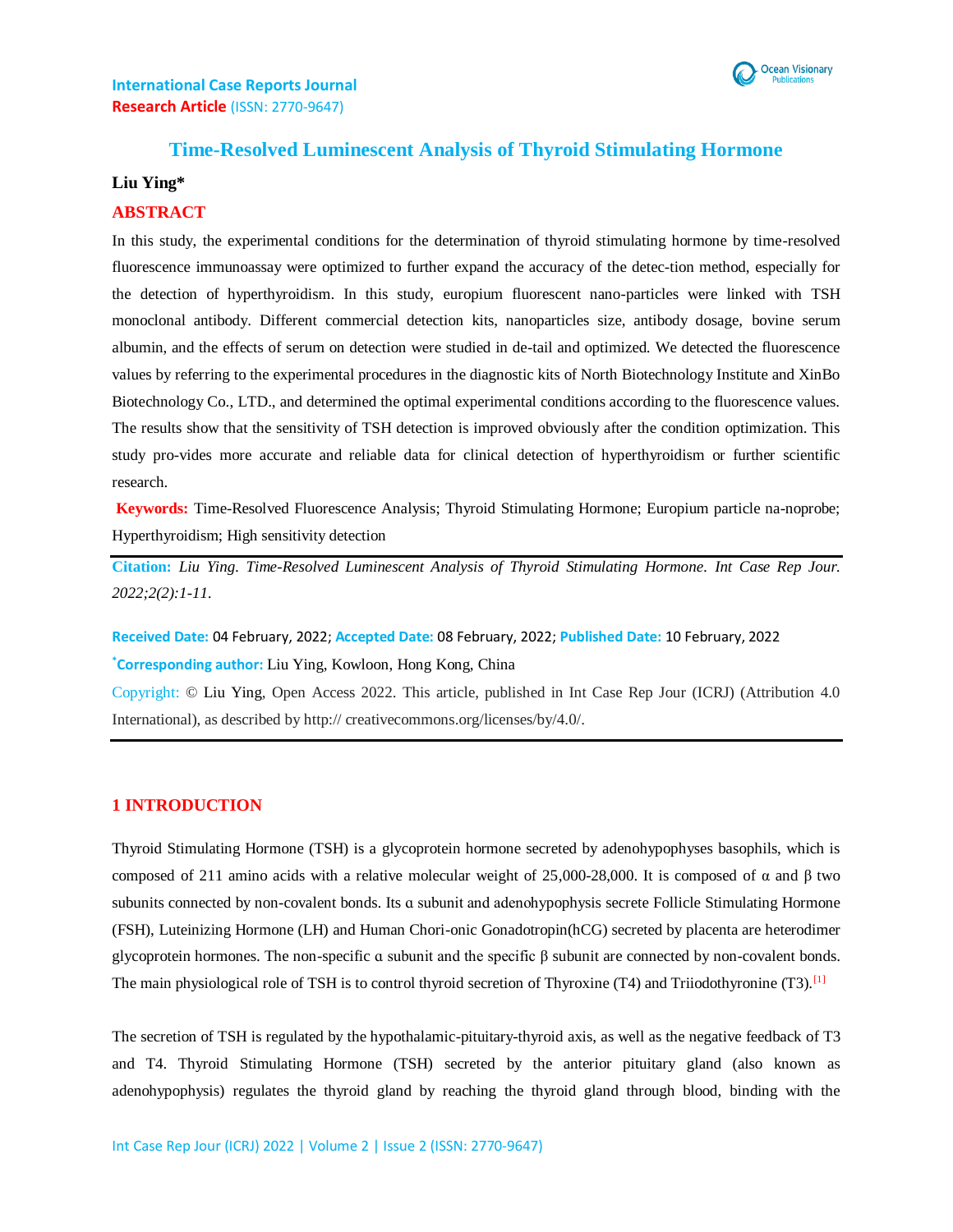International Case Reports Journal
**Research Article** (ISSN: 2770-9647)

# Time-Resolved Luminescent Analysis of Thyroid Stimulating Hormone

**Liu Ying***

## ABSTRACT

In this study, the experimental conditions for the determination of thyroid stimulating hormone by time-resolved fluorescence immunoassay were optimized to further expand the accuracy of the detec-tion method, especially for the detection of hyperthyroidism. In this study, europium fluorescent nano-particles were linked with TSH monoclonal antibody. Different commercial detection kits, nanoparticles size, antibody dosage, bovine serum albumin, and the effects of serum on detection were studied in de-tail and optimized. We detected the fluorescence values by referring to the experimental procedures in the diagnostic kits of North Biotechnology Institute and XinBo Biotechnology Co., LTD., and determined the optimal experimental conditions according to the fluorescence values. The results show that the sensitivity of TSH detection is improved obviously after the condition optimization. This study pro-vides more accurate and reliable data for clinical detection of hyperthyroidism or further scientific research.

**Keywords:** Time-Resolved Fluorescence Analysis; Thyroid Stimulating Hormone; Europium particle na-noprobe; Hyperthyroidism; High sensitivity detection

---

**Citation:** *Liu Ying. Time-Resolved Luminescent Analysis of Thyroid Stimulating Hormone. Int Case Rep Jour. 2022;2(2):1-11.*

**Received Date:** 04 February, 2022; **Accepted Date:** 08 February, 2022; **Published Date:** 10 February, 2022

***Corresponding author:** Liu Ying, Kowloon, Hong Kong, China

Copyright: © Liu Ying, Open Access 2022. This article, published in Int Case Rep Jour (ICRJ) (Attribution 4.0 International), as described by http:// creativecommons.org/licenses/by/4.0/.

---

## 1 INTRODUCTION

Thyroid Stimulating Hormone (TSH) is a glycoprotein hormone secreted by adenohypophyses basophils, which is composed of 211 amino acids with a relative molecular weight of 25,000-28,000. It is composed of α and β two subunits connected by non-covalent bonds. Its α subunit and adenohypophysis secrete Follicle Stimulating Hormone (FSH), Luteinizing Hormone (LH) and Human Chori-onic Gonadotropin(hCG) secreted by placenta are heterodimer glycoprotein hormones. The non-specific α subunit and the specific β subunit are connected by non-covalent bonds. The main physiological role of TSH is to control thyroid secretion of Thyroxine (T4) and Triiodothyronine (T3).[1]

The secretion of TSH is regulated by the hypothalamic-pituitary-thyroid axis, as well as the negative feedback of T3 and T4. Thyroid Stimulating Hormone (TSH) secreted by the anterior pituitary gland (also known as adenohypophysis) regulates the thyroid gland by reaching the thyroid gland through blood, binding with the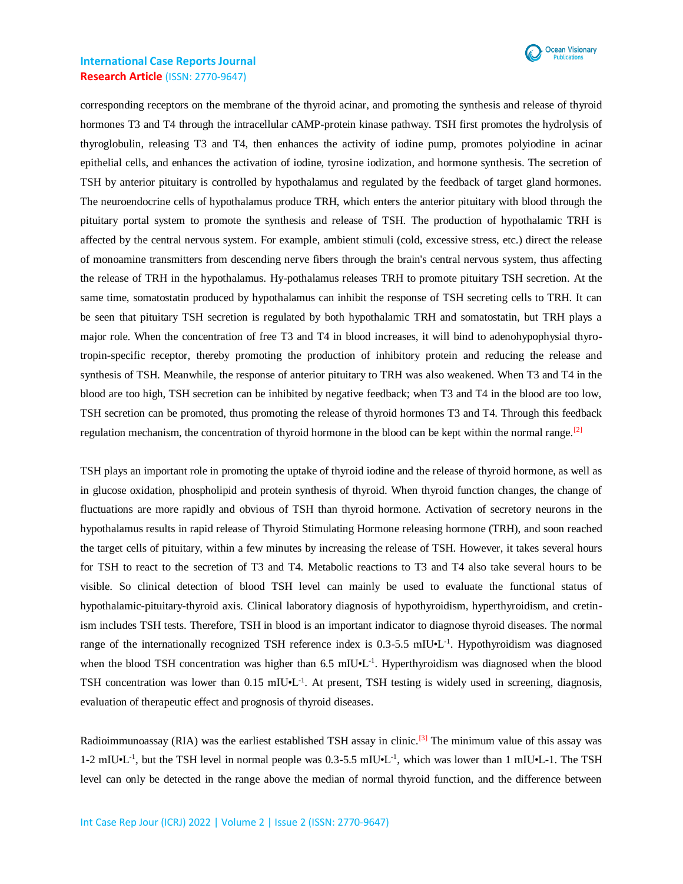corresponding receptors on the membrane of the thyroid acinar, and promoting the synthesis and release of thyroid hormones T3 and T4 through the intracellular cAMP-protein kinase pathway. TSH first promotes the hydrolysis of thyroglobulin, releasing T3 and T4, then enhances the activity of iodine pump, promotes polyiodine in acinar epithelial cells, and enhances the activation of iodine, tyrosine iodization, and hormone synthesis. The secretion of TSH by anterior pituitary is controlled by hypothalamus and regulated by the feedback of target gland hormones. The neuroendocrine cells of hypothalamus produce TRH, which enters the anterior pituitary with blood through the pituitary portal system to promote the synthesis and release of TSH. The production of hypothalamic TRH is affected by the central nervous system. For example, ambient stimuli (cold, excessive stress, etc.) direct the release of monoamine transmitters from descending nerve fibers through the brain's central nervous system, thus affecting the release of TRH in the hypothalamus. Hy-pothalamus releases TRH to promote pituitary TSH secretion. At the same time, somatostatin produced by hypothalamus can inhibit the response of TSH secreting cells to TRH. It can be seen that pituitary TSH secretion is regulated by both hypothalamic TRH and somatostatin, but TRH plays a major role. When the concentration of free T3 and T4 in blood increases, it will bind to adenohypophysial thyro-tropin-specific receptor, thereby promoting the production of inhibitory protein and reducing the release and synthesis of TSH. Meanwhile, the response of anterior pituitary to TRH was also weakened. When T3 and T4 in the blood are too high, TSH secretion can be inhibited by negative feedback; when T3 and T4 in the blood are too low, TSH secretion can be promoted, thus promoting the release of thyroid hormones T3 and T4. Through this feedback regulation mechanism, the concentration of thyroid hormone in the blood can be kept within the normal range.[2]

TSH plays an important role in promoting the uptake of thyroid iodine and the release of thyroid hormone, as well as in glucose oxidation, phospholipid and protein synthesis of thyroid. When thyroid function changes, the change of fluctuations are more rapidly and obvious of TSH than thyroid hormone. Activation of secretory neurons in the hypothalamus results in rapid release of Thyroid Stimulating Hormone releasing hormone (TRH), and soon reached the target cells of pituitary, within a few minutes by increasing the release of TSH. However, it takes several hours for TSH to react to the secretion of T3 and T4. Metabolic reactions to T3 and T4 also take several hours to be visible. So clinical detection of blood TSH level can mainly be used to evaluate the functional status of hypothalamic-pituitary-thyroid axis. Clinical laboratory diagnosis of hypothyroidism, hyperthyroidism, and cretin-ism includes TSH tests. Therefore, TSH in blood is an important indicator to diagnose thyroid diseases. The normal range of the internationally recognized TSH reference index is 0.3-5.5 $mIU{\bullet}L^{-1}$. Hypothyroidism was diagnosed when the blood TSH concentration was higher than 6.5 $mIU{\bullet}L^{-1}$. Hyperthyroidism was diagnosed when the blood TSH concentration was lower than 0.15 $mIU{\bullet}L^{-1}$. At present, TSH testing is widely used in screening, diagnosis, evaluation of therapeutic effect and prognosis of thyroid diseases.

Radioimmunoassay (RIA) was the earliest established TSH assay in clinic.[3] The minimum value of this assay was 1-2 $mIU{\bullet}L^{-1}$, but the TSH level in normal people was 0.3-5.5 $mIU{\bullet}L^{-1}$, which was lower than 1 mIU•L-1. The TSH level can only be detected in the range above the median of normal thyroid function, and the difference between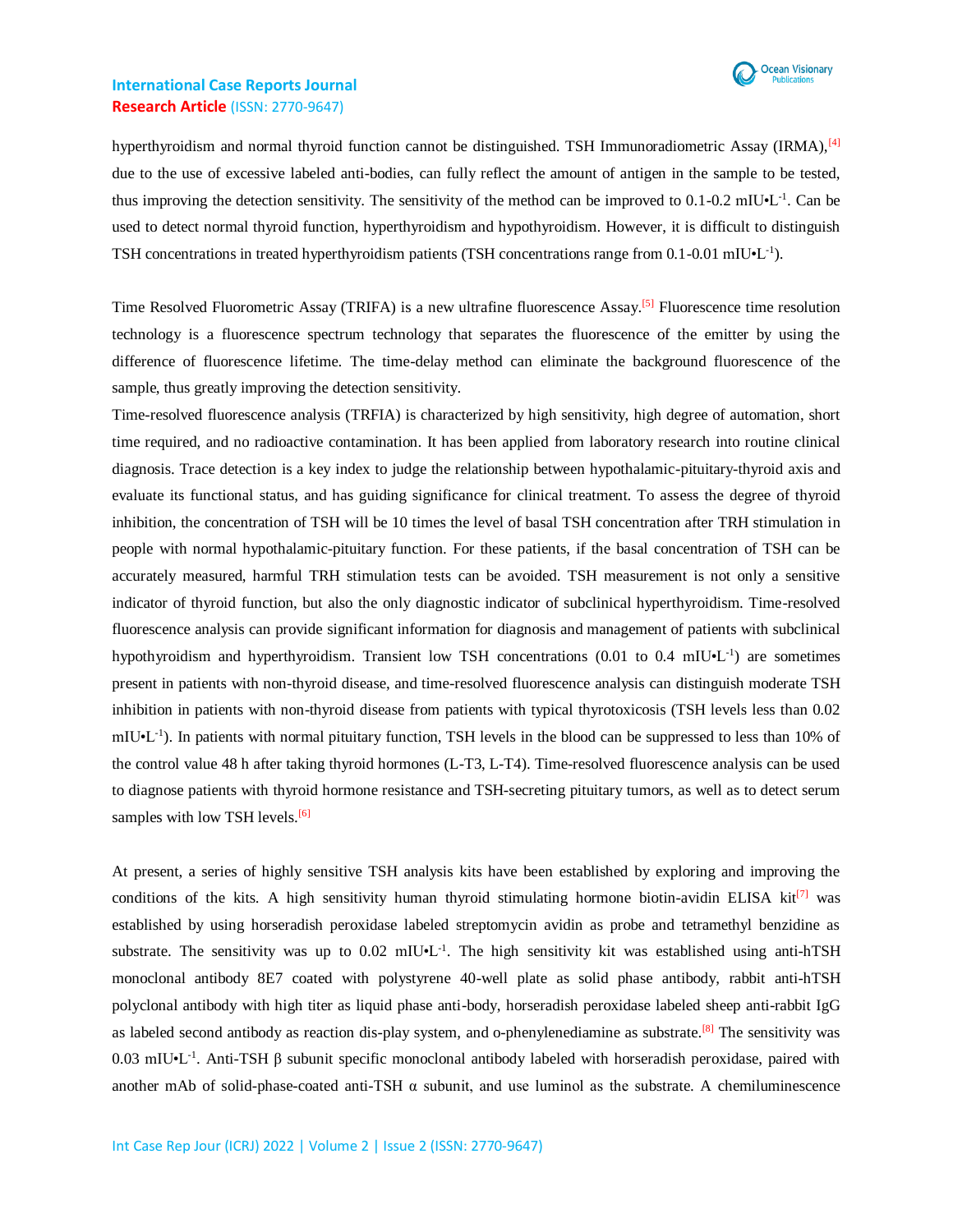hyperthyroidism and normal thyroid function cannot be distinguished. TSH Immunoradiometric Assay (IRMA),[4] due to the use of excessive labeled anti-bodies, can fully reflect the amount of antigen in the sample to be tested, thus improving the detection sensitivity. The sensitivity of the method can be improved to 0.1-0.2 mIU•$L^{-1}$. Can be used to detect normal thyroid function, hyperthyroidism and hypothyroidism. However, it is difficult to distinguish TSH concentrations in treated hyperthyroidism patients (TSH concentrations range from 0.1-0.01 mIU•$L^{-1}$).

Time Resolved Fluorometric Assay (TRIFA) is a new ultrafine fluorescence Assay.[5] Fluorescence time resolution technology is a fluorescence spectrum technology that separates the fluorescence of the emitter by using the difference of fluorescence lifetime. The time-delay method can eliminate the background fluorescence of the sample, thus greatly improving the detection sensitivity.

Time-resolved fluorescence analysis (TRFIA) is characterized by high sensitivity, high degree of automation, short time required, and no radioactive contamination. It has been applied from laboratory research into routine clinical diagnosis. Trace detection is a key index to judge the relationship between hypothalamic-pituitary-thyroid axis and evaluate its functional status, and has guiding significance for clinical treatment. To assess the degree of thyroid inhibition, the concentration of TSH will be 10 times the level of basal TSH concentration after TRH stimulation in people with normal hypothalamic-pituitary function. For these patients, if the basal concentration of TSH can be accurately measured, harmful TRH stimulation tests can be avoided. TSH measurement is not only a sensitive indicator of thyroid function, but also the only diagnostic indicator of subclinical hyperthyroidism. Time-resolved fluorescence analysis can provide significant information for diagnosis and management of patients with subclinical hypothyroidism and hyperthyroidism. Transient low TSH concentrations (0.01 to 0.4 mIU•$L^{-1}$) are sometimes present in patients with non-thyroid disease, and time-resolved fluorescence analysis can distinguish moderate TSH inhibition in patients with non-thyroid disease from patients with typical thyrotoxicosis (TSH levels less than 0.02 mIU•$L^{-1}$). In patients with normal pituitary function, TSH levels in the blood can be suppressed to less than 10% of the control value 48 h after taking thyroid hormones (L-T3, L-T4). Time-resolved fluorescence analysis can be used to diagnose patients with thyroid hormone resistance and TSH-secreting pituitary tumors, as well as to detect serum samples with low TSH levels.[6]

At present, a series of highly sensitive TSH analysis kits have been established by exploring and improving the conditions of the kits. A high sensitivity human thyroid stimulating hormone biotin-avidin ELISA kit[7] was established by using horseradish peroxidase labeled streptomycin avidin as probe and tetramethyl benzidine as substrate. The sensitivity was up to 0.02 mIU•$L^{-1}$. The high sensitivity kit was established using anti-hTSH monoclonal antibody 8E7 coated with polystyrene 40-well plate as solid phase antibody, rabbit anti-hTSH polyclonal antibody with high titer as liquid phase anti-body, horseradish peroxidase labeled sheep anti-rabbit IgG as labeled second antibody as reaction dis-play system, and o-phenylenediamine as substrate.[8] The sensitivity was 0.03 mIU•$L^{-1}$. Anti-TSH β subunit specific monoclonal antibody labeled with horseradish peroxidase, paired with another mAb of solid-phase-coated anti-TSH α subunit, and use luminol as the substrate. A chemiluminescence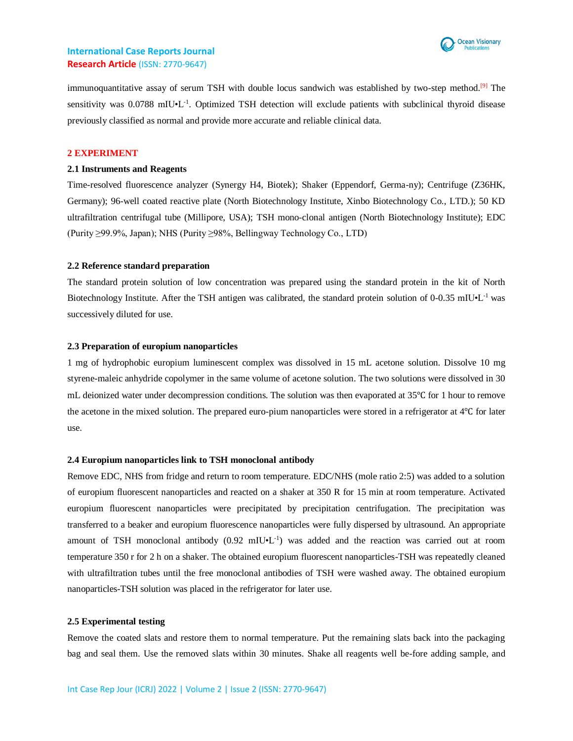immunoquantitative assay of serum TSH with double locus sandwich was established by two-step method.[9] The sensitivity was 0.0788 mIU•L$^{-1}$. Optimized TSH detection will exclude patients with subclinical thyroid disease previously classified as normal and provide more accurate and reliable clinical data.

## 2 EXPERIMENT

### 2.1 Instruments and Reagents

Time-resolved fluorescence analyzer (Synergy H4, Biotek); Shaker (Eppendorf, Germa-ny); Centrifuge (Z36HK, Germany); 96-well coated reactive plate (North Biotechnology Institute, Xinbo Biotechnology Co., LTD.); 50 KD ultrafiltration centrifugal tube (Millipore, USA); TSH mono-clonal antigen (North Biotechnology Institute); EDC (Purity ≥99.9%, Japan); NHS (Purity ≥98%, Bellingway Technology Co., LTD)

### 2.2 Reference standard preparation

The standard protein solution of low concentration was prepared using the standard protein in the kit of North Biotechnology Institute. After the TSH antigen was calibrated, the standard protein solution of 0-0.35 mIU•L$^{-1}$ was successively diluted for use.

### 2.3 Preparation of europium nanoparticles

1 mg of hydrophobic europium luminescent complex was dissolved in 15 mL acetone solution. Dissolve 10 mg styrene-maleic anhydride copolymer in the same volume of acetone solution. The two solutions were dissolved in 30 mL deionized water under decompression conditions. The solution was then evaporated at 35℃ for 1 hour to remove the acetone in the mixed solution. The prepared euro-pium nanoparticles were stored in a refrigerator at 4℃ for later use.

### 2.4 Europium nanoparticles link to TSH monoclonal antibody

Remove EDC, NHS from fridge and return to room temperature. EDC/NHS (mole ratio 2:5) was added to a solution of europium fluorescent nanoparticles and reacted on a shaker at 350 R for 15 min at room temperature. Activated europium fluorescent nanoparticles were precipitated by precipitation centrifugation. The precipitation was transferred to a beaker and europium fluorescence nanoparticles were fully dispersed by ultrasound. An appropriate amount of TSH monoclonal antibody (0.92 mIU•L$^{-1}$) was added and the reaction was carried out at room temperature 350 r for 2 h on a shaker. The obtained europium fluorescent nanoparticles-TSH was repeatedly cleaned with ultrafiltration tubes until the free monoclonal antibodies of TSH were washed away. The obtained europium nanoparticles-TSH solution was placed in the refrigerator for later use.

### 2.5 Experimental testing

Remove the coated slats and restore them to normal temperature. Put the remaining slats back into the packaging bag and seal them. Use the removed slats within 30 minutes. Shake all reagents well be-fore adding sample, and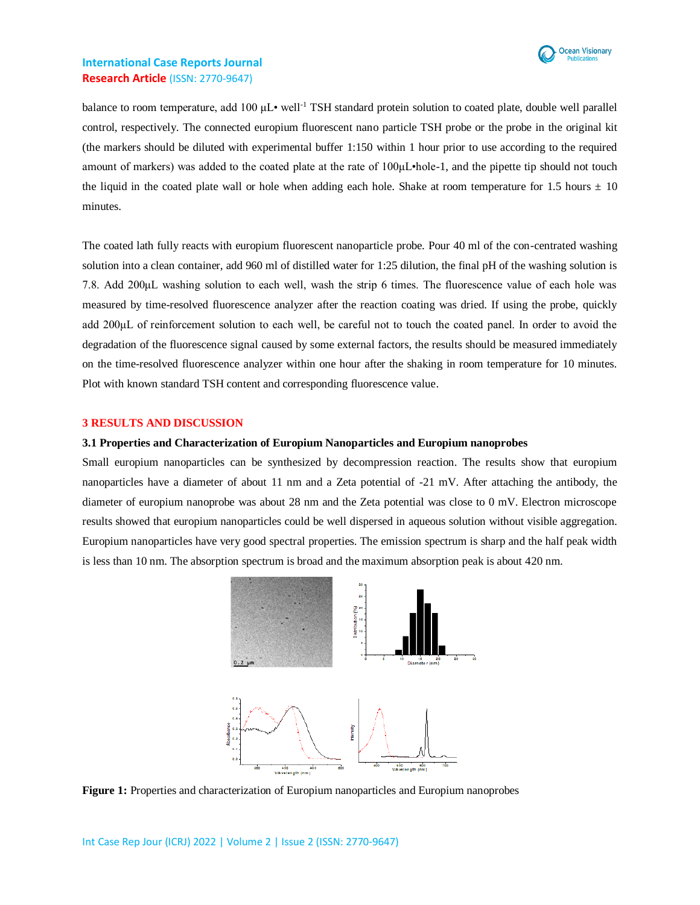balance to room temperature, add 100 μL• well$^{-1}$ TSH standard protein solution to coated plate, double well parallel control, respectively. The connected europium fluorescent nano particle TSH probe or the probe in the original kit (the markers should be diluted with experimental buffer 1:150 within 1 hour prior to use according to the required amount of markers) was added to the coated plate at the rate of 100μL•hole-1, and the pipette tip should not touch the liquid in the coated plate wall or hole when adding each hole. Shake at room temperature for 1.5 hours ± 10 minutes.

The coated lath fully reacts with europium fluorescent nanoparticle probe. Pour 40 ml of the con-centrated washing solution into a clean container, add 960 ml of distilled water for 1:25 dilution, the final pH of the washing solution is 7.8. Add 200μL washing solution to each well, wash the strip 6 times. The fluorescence value of each hole was measured by time-resolved fluorescence analyzer after the reaction coating was dried. If using the probe, quickly add 200μL of reinforcement solution to each well, be careful not to touch the coated panel. In order to avoid the degradation of the fluorescence signal caused by some external factors, the results should be measured immediately on the time-resolved fluorescence analyzer within one hour after the shaking in room temperature for 10 minutes. Plot with known standard TSH content and corresponding fluorescence value.

## 3 RESULTS AND DISCUSSION

### 3.1 Properties and Characterization of Europium Nanoparticles and Europium nanoprobes

Small europium nanoparticles can be synthesized by decompression reaction. The results show that europium nanoparticles have a diameter of about 11 nm and a Zeta potential of -21 mV. After attaching the antibody, the diameter of europium nanoprobe was about 28 nm and the Zeta potential was close to 0 mV. Electron microscope results showed that europium nanoparticles could be well dispersed in aqueous solution without visible aggregation. Europium nanoparticles have very good spectral properties. The emission spectrum is sharp and the half peak width is less than 10 nm. The absorption spectrum is broad and the maximum absorption peak is about 420 nm.

**Figure 1:** Properties and characterization of Europium nanoparticles and Europium nanoprobes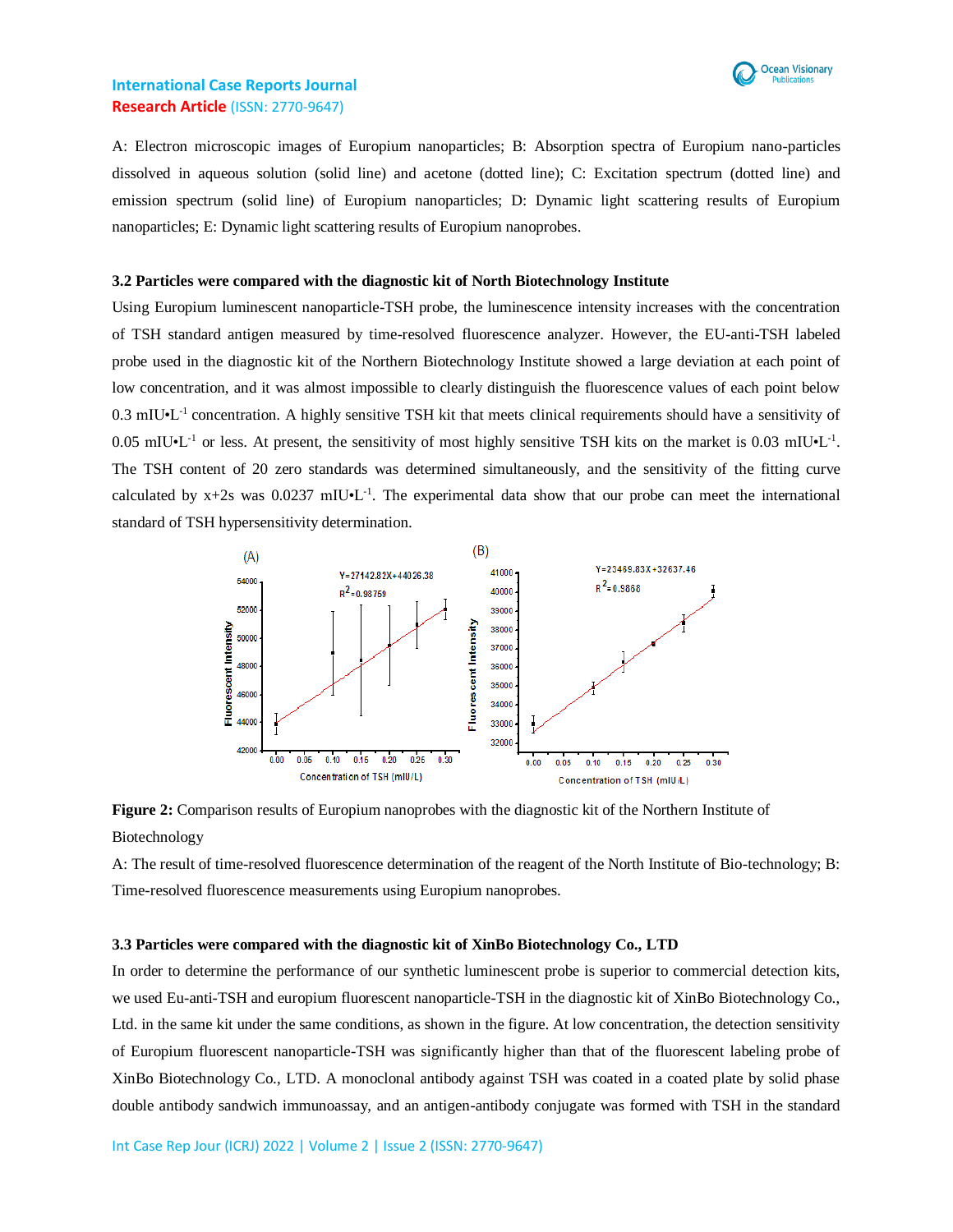A: Electron microscopic images of Europium nanoparticles; B: Absorption spectra of Europium nano-particles dissolved in aqueous solution (solid line) and acetone (dotted line); C: Excitation spectrum (dotted line) and emission spectrum (solid line) of Europium nanoparticles; D: Dynamic light scattering results of Europium nanoparticles; E: Dynamic light scattering results of Europium nanoprobes.

### 3.2 Particles were compared with the diagnostic kit of North Biotechnology Institute

Using Europium luminescent nanoparticle-TSH probe, the luminescence intensity increases with the concentration of TSH standard antigen measured by time-resolved fluorescence analyzer. However, the EU-anti-TSH labeled probe used in the diagnostic kit of the Northern Biotechnology Institute showed a large deviation at each point of low concentration, and it was almost impossible to clearly distinguish the fluorescence values of each point below 0.3 mIU•L$^{-1}$ concentration. A highly sensitive TSH kit that meets clinical requirements should have a sensitivity of 0.05 mIU•L$^{-1}$ or less. At present, the sensitivity of most highly sensitive TSH kits on the market is 0.03 mIU•L$^{-1}$. The TSH content of 20 zero standards was determined simultaneously, and the sensitivity of the fitting curve calculated by x+2s was 0.0237 mIU•L$^{-1}$. The experimental data show that our probe can meet the international standard of TSH hypersensitivity determination.

**Figure 2:** Comparison results of Europium nanoprobes with the diagnostic kit of the Northern Institute of Biotechnology

A: The result of time-resolved fluorescence determination of the reagent of the North Institute of Bio-technology; B: Time-resolved fluorescence measurements using Europium nanoprobes.

### 3.3 Particles were compared with the diagnostic kit of XinBo Biotechnology Co., LTD

In order to determine the performance of our synthetic luminescent probe is superior to commercial detection kits, we used Eu-anti-TSH and europium fluorescent nanoparticle-TSH in the diagnostic kit of XinBo Biotechnology Co., Ltd. in the same kit under the same conditions, as shown in the figure. At low concentration, the detection sensitivity of Europium fluorescent nanoparticle-TSH was significantly higher than that of the fluorescent labeling probe of XinBo Biotechnology Co., LTD. A monoclonal antibody against TSH was coated in a coated plate by solid phase double antibody sandwich immunoassay, and an antigen-antibody conjugate was formed with TSH in the standard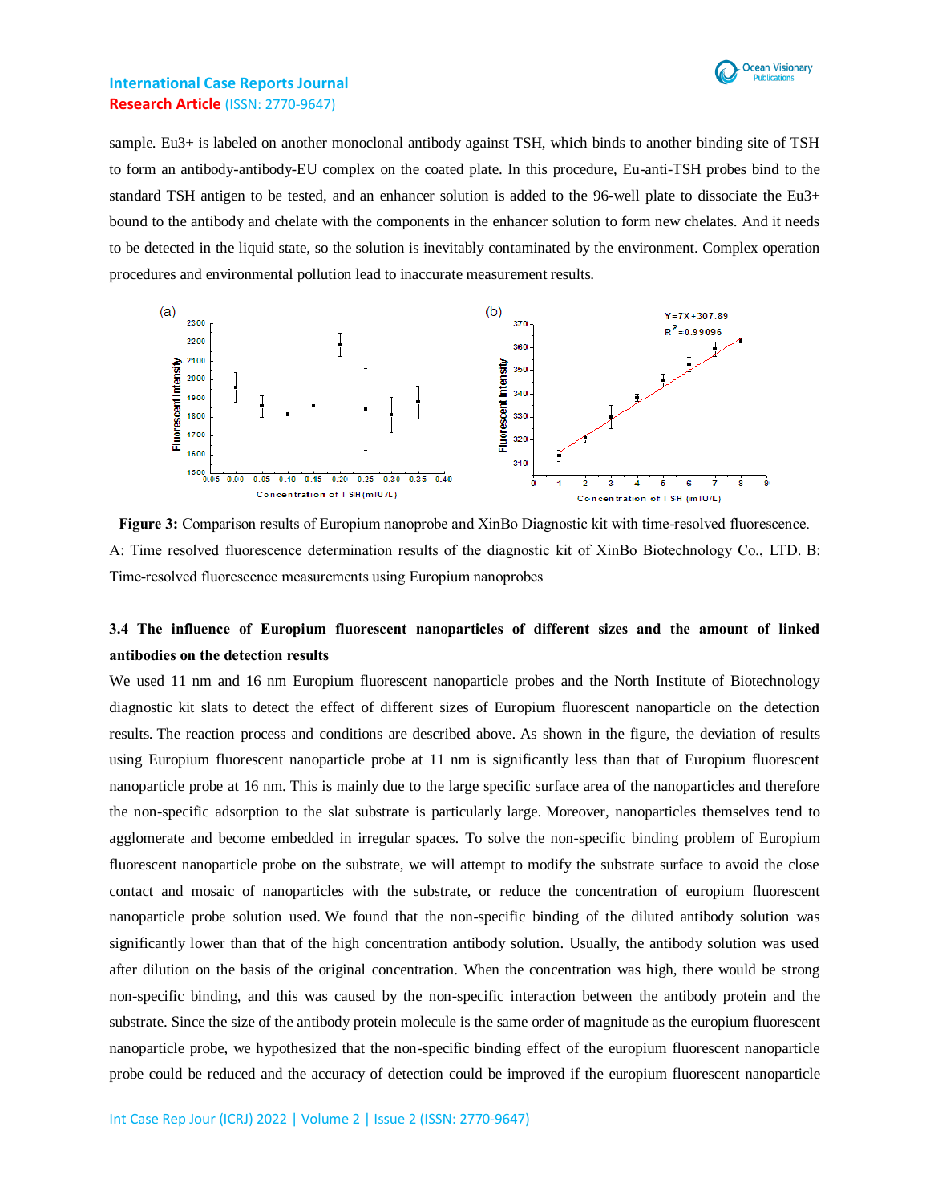sample. Eu3+ is labeled on another monoclonal antibody against TSH, which binds to another binding site of TSH to form an antibody-antibody-EU complex on the coated plate. In this procedure, Eu-anti-TSH probes bind to the standard TSH antigen to be tested, and an enhancer solution is added to the 96-well plate to dissociate the Eu3+ bound to the antibody and chelate with the components in the enhancer solution to form new chelates. And it needs to be detected in the liquid state, so the solution is inevitably contaminated by the environment. Complex operation procedures and environmental pollution lead to inaccurate measurement results.

**Figure 3:** Comparison results of Europium nanoprobe and XinBo Diagnostic kit with time-resolved fluorescence. A: Time resolved fluorescence determination results of the diagnostic kit of XinBo Biotechnology Co., LTD. B: Time-resolved fluorescence measurements using Europium nanoprobes

### 3.4 The influence of Europium fluorescent nanoparticles of different sizes and the amount of linked antibodies on the detection results

We used 11 nm and 16 nm Europium fluorescent nanoparticle probes and the North Institute of Biotechnology diagnostic kit slats to detect the effect of different sizes of Europium fluorescent nanoparticle on the detection results. The reaction process and conditions are described above. As shown in the figure, the deviation of results using Europium fluorescent nanoparticle probe at 11 nm is significantly less than that of Europium fluorescent nanoparticle probe at 16 nm. This is mainly due to the large specific surface area of the nanoparticles and therefore the non-specific adsorption to the slat substrate is particularly large. Moreover, nanoparticles themselves tend to agglomerate and become embedded in irregular spaces. To solve the non-specific binding problem of Europium fluorescent nanoparticle probe on the substrate, we will attempt to modify the substrate surface to avoid the close contact and mosaic of nanoparticles with the substrate, or reduce the concentration of europium fluorescent nanoparticle probe solution used. We found that the non-specific binding of the diluted antibody solution was significantly lower than that of the high concentration antibody solution. Usually, the antibody solution was used after dilution on the basis of the original concentration. When the concentration was high, there would be strong non-specific binding, and this was caused by the non-specific interaction between the antibody protein and the substrate. Since the size of the antibody protein molecule is the same order of magnitude as the europium fluorescent nanoparticle probe, we hypothesized that the non-specific binding effect of the europium fluorescent nanoparticle probe could be reduced and the accuracy of detection could be improved if the europium fluorescent nanoparticle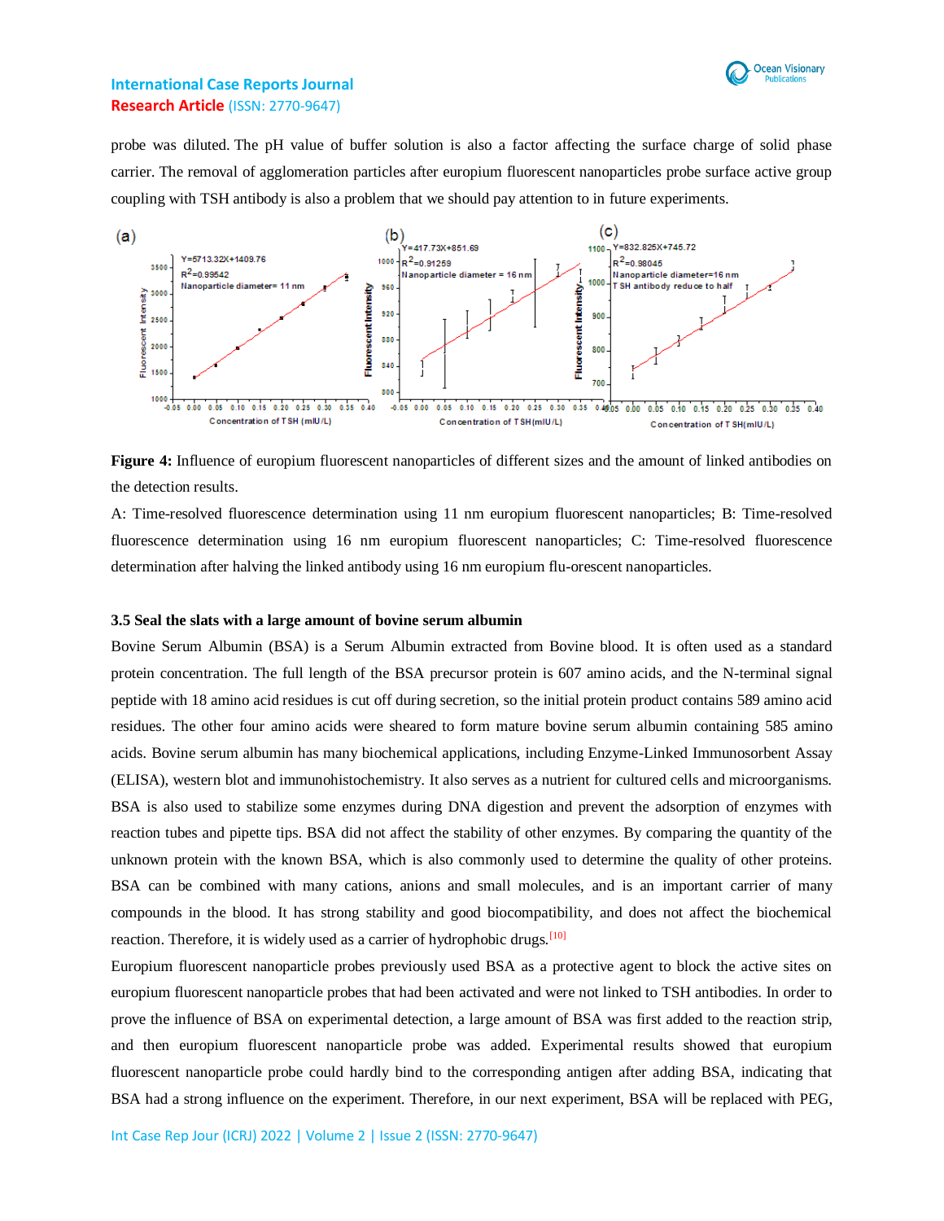probe was diluted. The pH value of buffer solution is also a factor affecting the surface charge of solid phase carrier. The removal of agglomeration particles after europium fluorescent nanoparticles probe surface active group coupling with TSH antibody is also a problem that we should pay attention to in future experiments.

**Figure 4:** Influence of europium fluorescent nanoparticles of different sizes and the amount of linked antibodies on the detection results.

A: Time-resolved fluorescence determination using 11 nm europium fluorescent nanoparticles; B: Time-resolved fluorescence determination using 16 nm europium fluorescent nanoparticles; C: Time-resolved fluorescence determination after halving the linked antibody using 16 nm europium flu-orescent nanoparticles.

### 3.5 Seal the slats with a large amount of bovine serum albumin

Bovine Serum Albumin (BSA) is a Serum Albumin extracted from Bovine blood. It is often used as a standard protein concentration. The full length of the BSA precursor protein is 607 amino acids, and the N-terminal signal peptide with 18 amino acid residues is cut off during secretion, so the initial protein product contains 589 amino acid residues. The other four amino acids were sheared to form mature bovine serum albumin containing 585 amino acids. Bovine serum albumin has many biochemical applications, including Enzyme-Linked Immunosorbent Assay (ELISA), western blot and immunohistochemistry. It also serves as a nutrient for cultured cells and microorganisms. BSA is also used to stabilize some enzymes during DNA digestion and prevent the adsorption of enzymes with reaction tubes and pipette tips. BSA did not affect the stability of other enzymes. By comparing the quantity of the unknown protein with the known BSA, which is also commonly used to determine the quality of other proteins. BSA can be combined with many cations, anions and small molecules, and is an important carrier of many compounds in the blood. It has strong stability and good biocompatibility, and does not affect the biochemical reaction. Therefore, it is widely used as a carrier of hydrophobic drugs.[10]

Europium fluorescent nanoparticle probes previously used BSA as a protective agent to block the active sites on europium fluorescent nanoparticle probes that had been activated and were not linked to TSH antibodies. In order to prove the influence of BSA on experimental detection, a large amount of BSA was first added to the reaction strip, and then europium fluorescent nanoparticle probe was added. Experimental results showed that europium fluorescent nanoparticle probe could hardly bind to the corresponding antigen after adding BSA, indicating that BSA had a strong influence on the experiment. Therefore, in our next experiment, BSA will be replaced with PEG,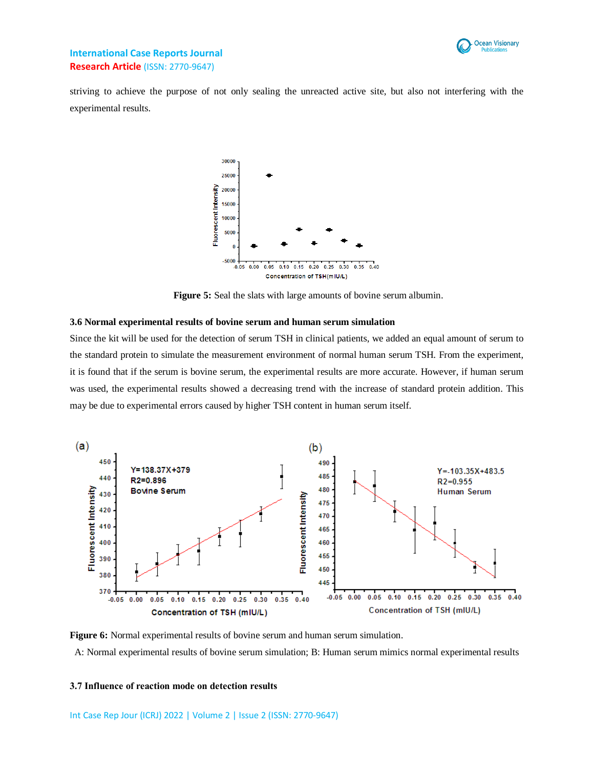striving to achieve the purpose of not only sealing the unreacted active site, but also not interfering with the experimental results.

**Figure 5:** Seal the slats with large amounts of bovine serum albumin.

### 3.6 Normal experimental results of bovine serum and human serum simulation

Since the kit will be used for the detection of serum TSH in clinical patients, we added an equal amount of serum to the standard protein to simulate the measurement environment of normal human serum TSH. From the experiment, it is found that if the serum is bovine serum, the experimental results are more accurate. However, if human serum was used, the experimental results showed a decreasing trend with the increase of standard protein addition. This may be due to experimental errors caused by higher TSH content in human serum itself.

**Figure 6:** Normal experimental results of bovine serum and human serum simulation.

A: Normal experimental results of bovine serum simulation; B: Human serum mimics normal experimental results

### 3.7 Influence of reaction mode on detection results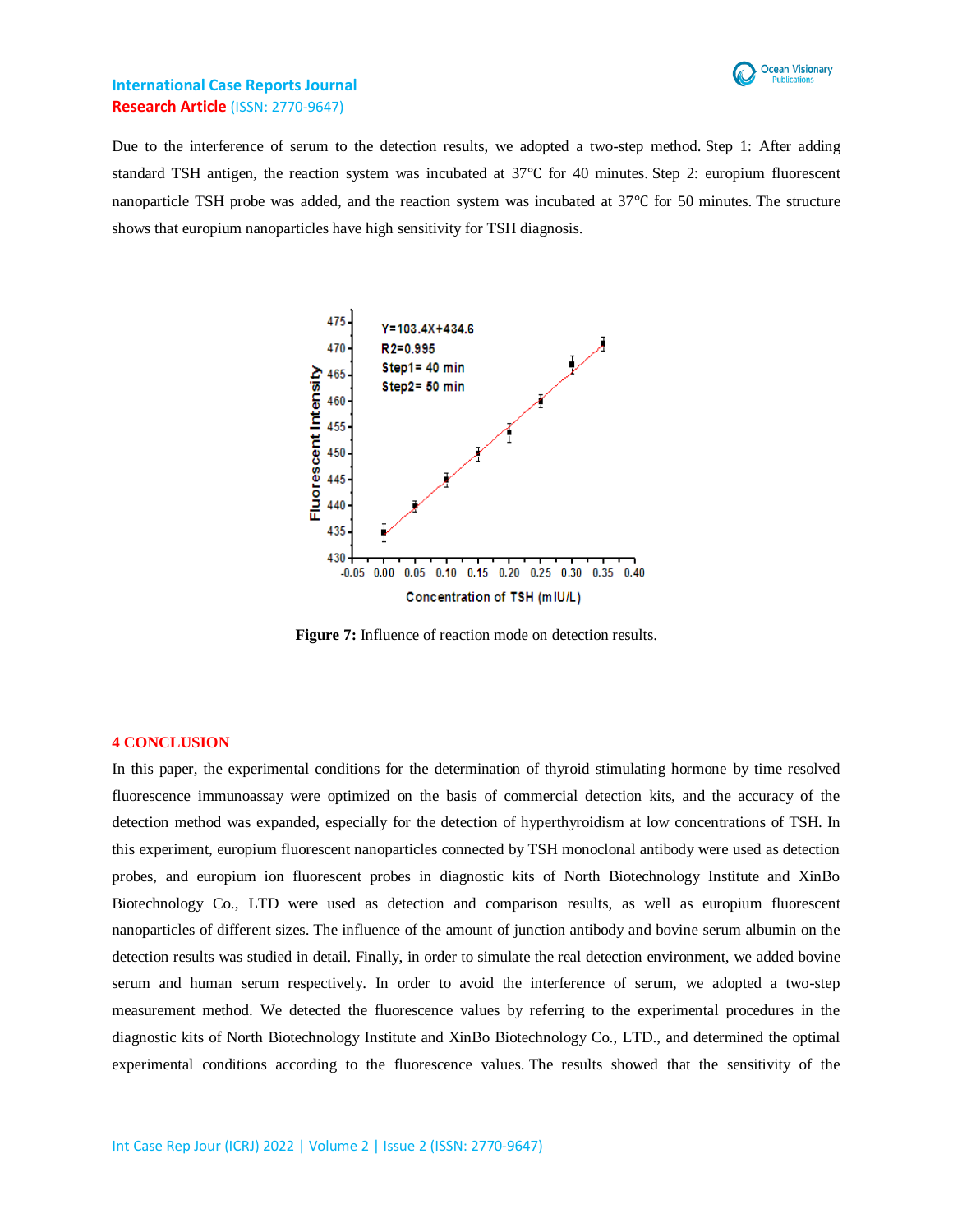Due to the interference of serum to the detection results, we adopted a two-step method. Step 1: After adding standard TSH antigen, the reaction system was incubated at 37℃ for 40 minutes. Step 2: europium fluorescent nanoparticle TSH probe was added, and the reaction system was incubated at 37℃ for 50 minutes. The structure shows that europium nanoparticles have high sensitivity for TSH diagnosis.

**Figure 7:** Influence of reaction mode on detection results.

## 4 CONCLUSION

In this paper, the experimental conditions for the determination of thyroid stimulating hormone by time resolved fluorescence immunoassay were optimized on the basis of commercial detection kits, and the accuracy of the detection method was expanded, especially for the detection of hyperthyroidism at low concentrations of TSH. In this experiment, europium fluorescent nanoparticles connected by TSH monoclonal antibody were used as detection probes, and europium ion fluorescent probes in diagnostic kits of North Biotechnology Institute and XinBo Biotechnology Co., LTD were used as detection and comparison results, as well as europium fluorescent nanoparticles of different sizes. The influence of the amount of junction antibody and bovine serum albumin on the detection results was studied in detail. Finally, in order to simulate the real detection environment, we added bovine serum and human serum respectively. In order to avoid the interference of serum, we adopted a two-step measurement method. We detected the fluorescence values by referring to the experimental procedures in the diagnostic kits of North Biotechnology Institute and XinBo Biotechnology Co., LTD., and determined the optimal experimental conditions according to the fluorescence values. The results showed that the sensitivity of the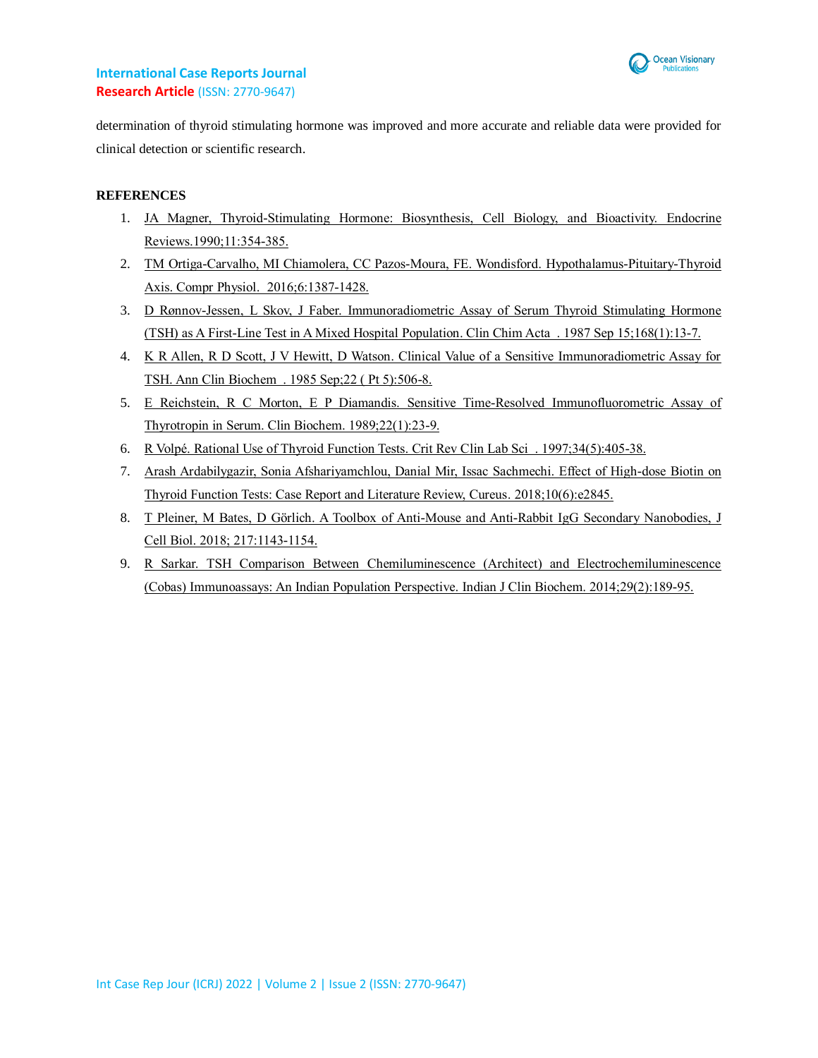determination of thyroid stimulating hormone was improved and more accurate and reliable data were provided for clinical detection or scientific research.

**REFERENCES**

1. JA Magner, Thyroid-Stimulating Hormone: Biosynthesis, Cell Biology, and Bioactivity. Endocrine Reviews.1990;11:354-385.
2. TM Ortiga-Carvalho, MI Chiamolera, CC Pazos-Moura, FE. Wondisford. Hypothalamus-Pituitary-Thyroid Axis. Compr Physiol. 2016;6:1387-1428.
3. D Rønnov-Jessen, L Skov, J Faber. Immunoradiometric Assay of Serum Thyroid Stimulating Hormone (TSH) as A First-Line Test in A Mixed Hospital Population. Clin Chim Acta . 1987 Sep 15;168(1):13-7.
4. K R Allen, R D Scott, J V Hewitt, D Watson. Clinical Value of a Sensitive Immunoradiometric Assay for TSH. Ann Clin Biochem . 1985 Sep;22 ( Pt 5):506-8.
5. E Reichstein, R C Morton, E P Diamandis. Sensitive Time-Resolved Immunofluorometric Assay of Thyrotropin in Serum. Clin Biochem. 1989;22(1):23-9.
6. R Volpé. Rational Use of Thyroid Function Tests. Crit Rev Clin Lab Sci . 1997;34(5):405-38.
7. Arash Ardabilygazir, Sonia Afshariyamchlou, Danial Mir, Issac Sachmechi. Effect of High-dose Biotin on Thyroid Function Tests: Case Report and Literature Review, Cureus. 2018;10(6):e2845.
8. T Pleiner, M Bates, D Görlich. A Toolbox of Anti-Mouse and Anti-Rabbit IgG Secondary Nanobodies, J Cell Biol. 2018; 217:1143-1154.
9. R Sarkar. TSH Comparison Between Chemiluminescence (Architect) and Electrochemiluminescence (Cobas) Immunoassays: An Indian Population Perspective. Indian J Clin Biochem. 2014;29(2):189-95.